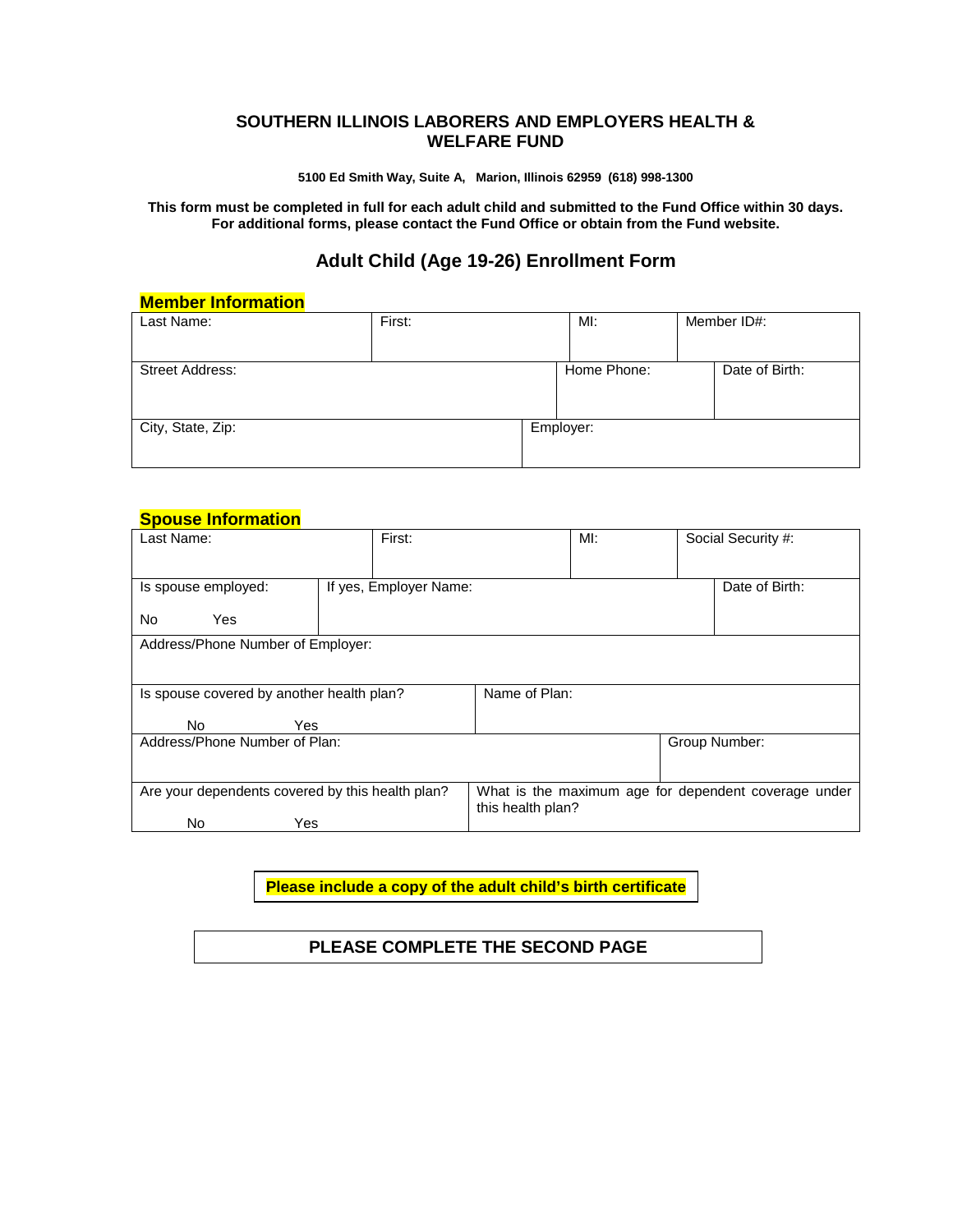# SOUTHERN ILLINOIS LABORERS AND EMPLOYERS HEALTH & WELFARE FUND

**5100 Ed Smith Way, Suite A, Marion, Illinois 62959 (618) 998-1300**

**This form must be completed in full for each adult child and submitted to the Fund Office within 30 days. For additional forms, please contact the Fund Office or obtain from the Fund website.**

## Adult Child (Age 19-26) Enrollment Form

### Member Information

| Last Name: | First: | MI: | Member ID#: |
|---|---|---|---|
| Street Address: | | Home Phone: | Date of Birth: |
| City, State, Zip: | | Employer: | |

### Spouse Information

| Last Name: | First: | MI: | Social Security #: |
|---|---|---|---|
| Is spouse employed: No Yes | If yes, Employer Name: | | Date of Birth: |
| Address/Phone Number of Employer: | | | |
| Is spouse covered by another health plan? No Yes | Name of Plan: | | |
| Address/Phone Number of Plan: | | | Group Number: |
| Are your dependents covered by this health plan? No Yes | What is the maximum age for dependent coverage under this health plan? | | |

**Please include a copy of the adult child's birth certificate**

**PLEASE COMPLETE THE SECOND PAGE**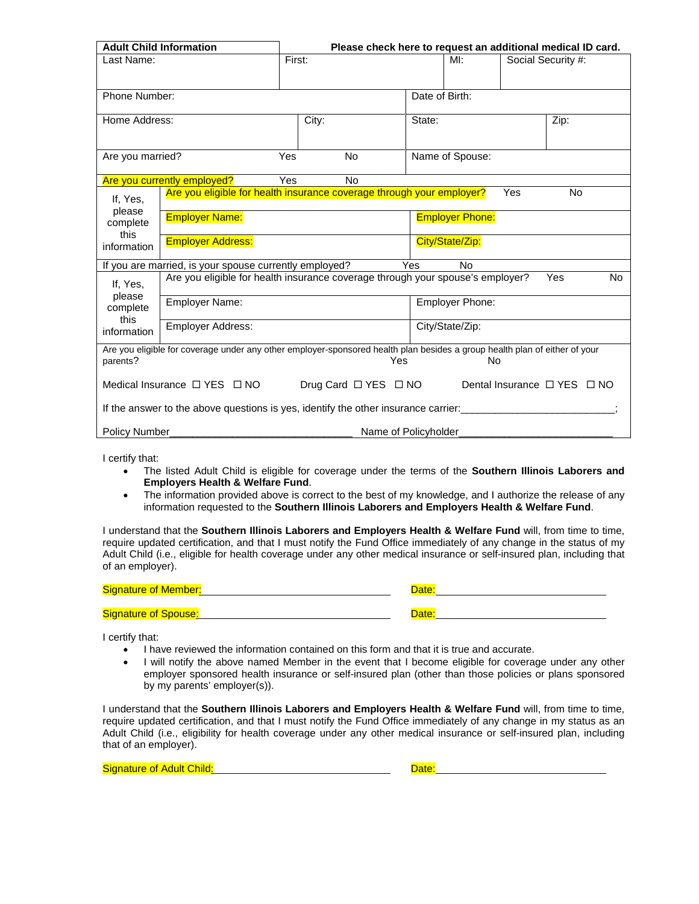| Adult Child Information | Please check here to request an additional medical ID card. | | |
|---|---|---|---|
| Last Name: | First: | MI: | Social Security #: |
| Phone Number: | | Date of Birth: | |
| Home Address: | City: | State: | Zip: |
| Are you married? Yes No | | Name of Spouse: | |

| | | |
|---|---|---|
| Are you currently employed? Yes No | | |
| If, Yes, please complete this information | Are you eligible for health insurance coverage through your employer? Yes No | |
| | Employer Name: | Employer Phone: |
| | Employer Address: | City/State/Zip: |
| If you are married, is your spouse currently employed? Yes No | | |
| If, Yes, please complete this information | Are you eligible for health insurance coverage through your spouse's employer? Yes No | |
| | Employer Name: | Employer Phone: |
| | Employer Address: | City/State/Zip: |

Are you eligible for coverage under any other employer-sponsored health plan besides a group health plan of either of your parents? Yes No

Medical Insurance ☐ YES ☐ NO Drug Card ☐ YES ☐ NO Dental Insurance ☐ YES ☐ NO

If the answer to the above questions is yes, identify the other insurance carrier:_________________________;

Policy Number_______________________________ Name of Policyholder__________________________

I certify that:

- The listed Adult Child is eligible for coverage under the terms of the **Southern Illinois Laborers and Employers Health & Welfare Fund**.
- The information provided above is correct to the best of my knowledge, and I authorize the release of any information requested to the **Southern Illinois Laborers and Employers Health & Welfare Fund**.

I understand that the **Southern Illinois Laborers and Employers Health & Welfare Fund** will, from time to time, require updated certification, and that I must notify the Fund Office immediately of any change in the status of my Adult Child (i.e., eligible for health coverage under any other medical insurance or self-insured plan, including that of an employer).

Signature of Member:________________________________ Date:____________________________

Signature of Spouse:________________________________ Date:____________________________

I certify that:

- I have reviewed the information contained on this form and that it is true and accurate.
- I will notify the above named Member in the event that I become eligible for coverage under any other employer sponsored health insurance or self-insured plan (other than those policies or plans sponsored by my parents' employer(s)).

I understand that the **Southern Illinois Laborers and Employers Health & Welfare Fund** will, from time to time, require updated certification, and that I must notify the Fund Office immediately of any change in my status as an Adult Child (i.e., eligibility for health coverage under any other medical insurance or self-insured plan, including that of an employer).

Signature of Adult Child:____________________________ Date:____________________________